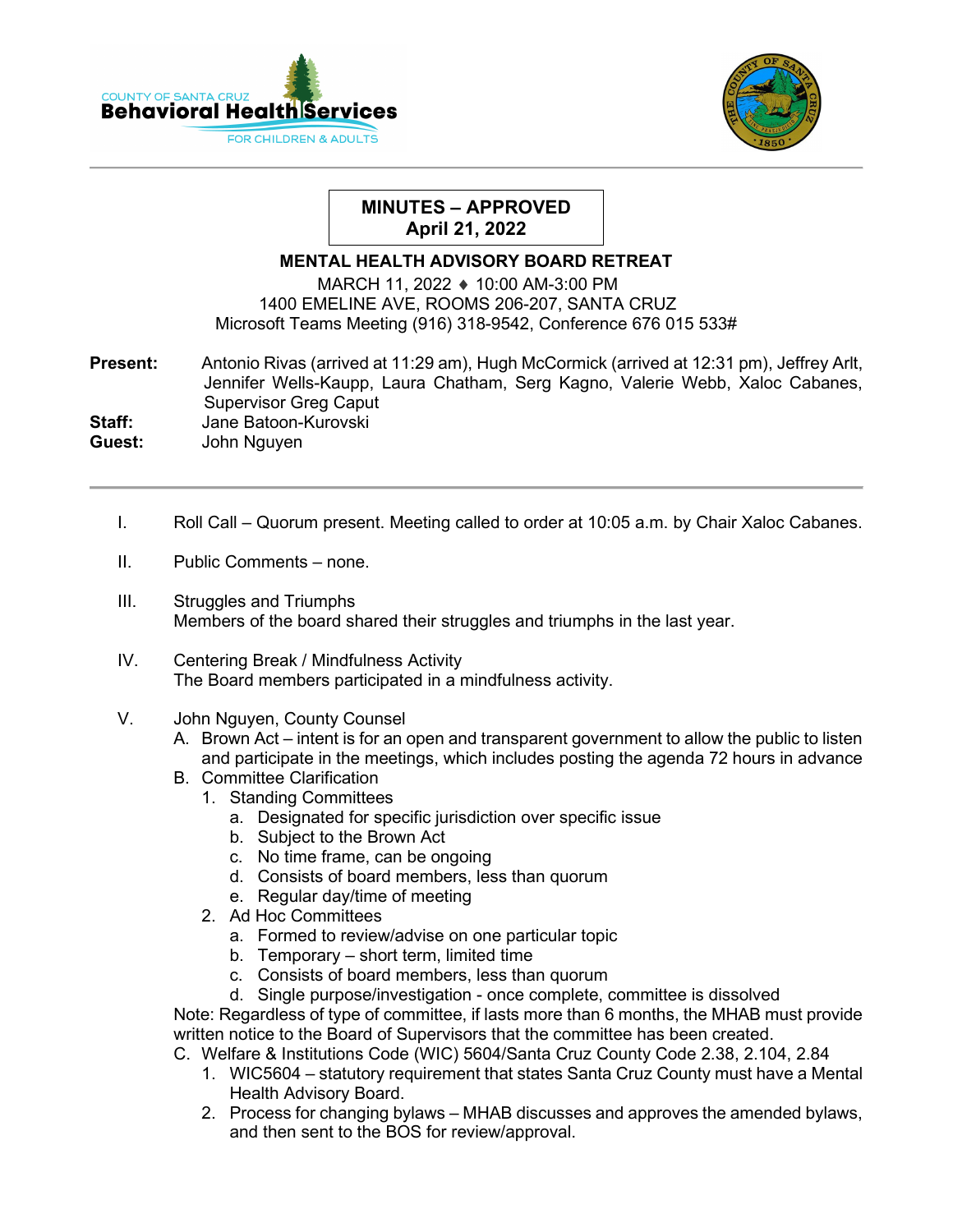**MINUTES – APPROVED**
**April 21, 2022**

## MENTAL HEALTH ADVISORY BOARD RETREAT

MARCH 11, 2022 ♦ 10:00 AM-3:00 PM
1400 EMELINE AVE, ROOMS 206-207, SANTA CRUZ
Microsoft Teams Meeting (916) 318-9542, Conference 676 015 533#

**Present:** Antonio Rivas (arrived at 11:29 am), Hugh McCormick (arrived at 12:31 pm), Jeffrey Arlt, Jennifer Wells-Kaupp, Laura Chatham, Serg Kagno, Valerie Webb, Xaloc Cabanes, Supervisor Greg Caput
**Staff:** Jane Batoon-Kurovski
**Guest:** John Nguyen

---

I. Roll Call – Quorum present. Meeting called to order at 10:05 a.m. by Chair Xaloc Cabanes.

II. Public Comments – none.

III. Struggles and Triumphs
Members of the board shared their struggles and triumphs in the last year.

IV. Centering Break / Mindfulness Activity
The Board members participated in a mindfulness activity.

V. John Nguyen, County Counsel
   A. Brown Act – intent is for an open and transparent government to allow the public to listen and participate in the meetings, which includes posting the agenda 72 hours in advance
   B. Committee Clarification
      1. Standing Committees
         a. Designated for specific jurisdiction over specific issue
         b. Subject to the Brown Act
         c. No time frame, can be ongoing
         d. Consists of board members, less than quorum
         e. Regular day/time of meeting
      2. Ad Hoc Committees
         a. Formed to review/advise on one particular topic
         b. Temporary – short term, limited time
         c. Consists of board members, less than quorum
         d. Single purpose/investigation - once complete, committee is dissolved

   Note: Regardless of type of committee, if lasts more than 6 months, the MHAB must provide written notice to the Board of Supervisors that the committee has been created.
   C. Welfare & Institutions Code (WIC) 5604/Santa Cruz County Code 2.38, 2.104, 2.84
      1. WIC5604 – statutory requirement that states Santa Cruz County must have a Mental Health Advisory Board.
      2. Process for changing bylaws – MHAB discusses and approves the amended bylaws, and then sent to the BOS for review/approval.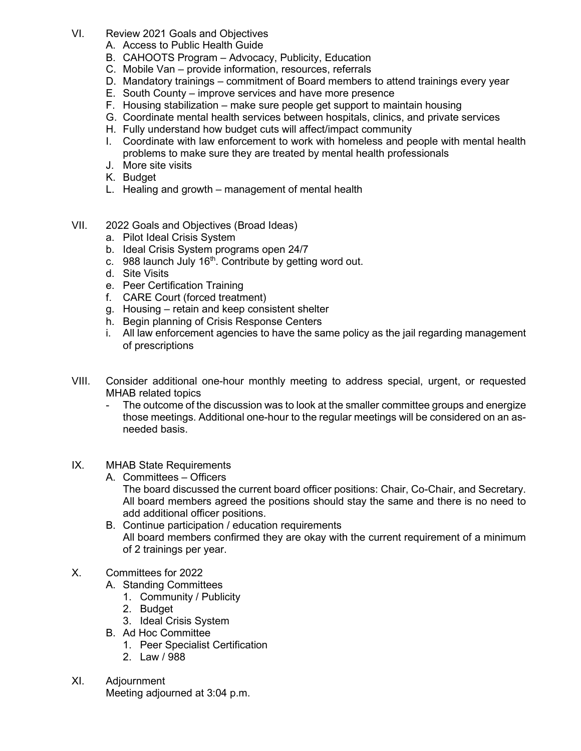VI. Review 2021 Goals and Objectives

A. Access to Public Health Guide
B. CAHOOTS Program – Advocacy, Publicity, Education
C. Mobile Van – provide information, resources, referrals
D. Mandatory trainings – commitment of Board members to attend trainings every year
E. South County – improve services and have more presence
F. Housing stabilization – make sure people get support to maintain housing
G. Coordinate mental health services between hospitals, clinics, and private services
H. Fully understand how budget cuts will affect/impact community
I. Coordinate with law enforcement to work with homeless and people with mental health problems to make sure they are treated by mental health professionals
J. More site visits
K. Budget
L. Healing and growth – management of mental health

VII. 2022 Goals and Objectives (Broad Ideas)

a. Pilot Ideal Crisis System
b. Ideal Crisis System programs open 24/7
c. 988 launch July 16th. Contribute by getting word out.
d. Site Visits
e. Peer Certification Training
f. CARE Court (forced treatment)
g. Housing – retain and keep consistent shelter
h. Begin planning of Crisis Response Centers
i. All law enforcement agencies to have the same policy as the jail regarding management of prescriptions

VIII. Consider additional one-hour monthly meeting to address special, urgent, or requested MHAB related topics

- The outcome of the discussion was to look at the smaller committee groups and energize those meetings. Additional one-hour to the regular meetings will be considered on an as-needed basis.

IX. MHAB State Requirements

A. Committees – Officers
The board discussed the current board officer positions: Chair, Co-Chair, and Secretary. All board members agreed the positions should stay the same and there is no need to add additional officer positions.
B. Continue participation / education requirements
All board members confirmed they are okay with the current requirement of a minimum of 2 trainings per year.

X. Committees for 2022

A. Standing Committees
1. Community / Publicity
2. Budget
3. Ideal Crisis System
B. Ad Hoc Committee
1. Peer Specialist Certification
2. Law / 988

XI. Adjournment

Meeting adjourned at 3:04 p.m.